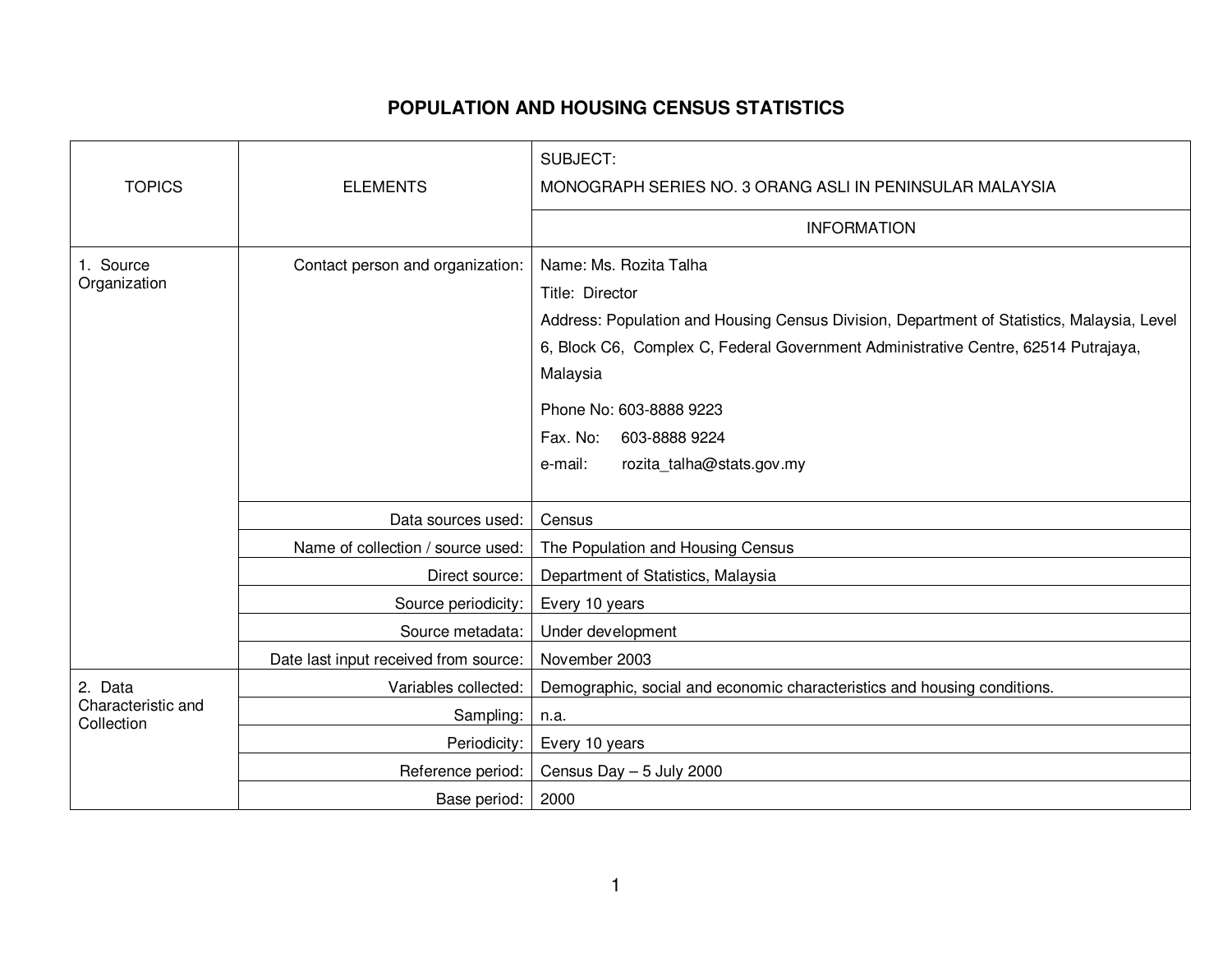# POPULATION AND HOUSING CENSUS STATISTICS

| TOPICS | ELEMENTS | SUBJECT: MONOGRAPH SERIES NO. 3 ORANG ASLI IN PENINSULAR MALAYSIA |
|---|---|---|
| | | INFORMATION |
| 1. Source Organization | Contact person and organization: | Name: Ms. Rozita Talha<br>Title: Director<br>Address: Population and Housing Census Division, Department of Statistics, Malaysia, Level 6, Block C6, Complex C, Federal Government Administrative Centre, 62514 Putrajaya, Malaysia<br>Phone No: 603-8888 9223<br>Fax. No: 603-8888 9224<br>e-mail: rozita_talha@stats.gov.my |
| | Data sources used: | Census |
| | Name of collection / source used: | The Population and Housing Census |
| | Direct source: | Department of Statistics, Malaysia |
| | Source periodicity: | Every 10 years |
| | Source metadata: | Under development |
| | Date last input received from source: | November 2003 |
| 2. Data Characteristic and Collection | Variables collected: | Demographic, social and economic characteristics and housing conditions. |
| | Sampling: | n.a. |
| | Periodicity: | Every 10 years |
| | Reference period: | Census Day – 5 July 2000 |
| | Base period: | 2000 |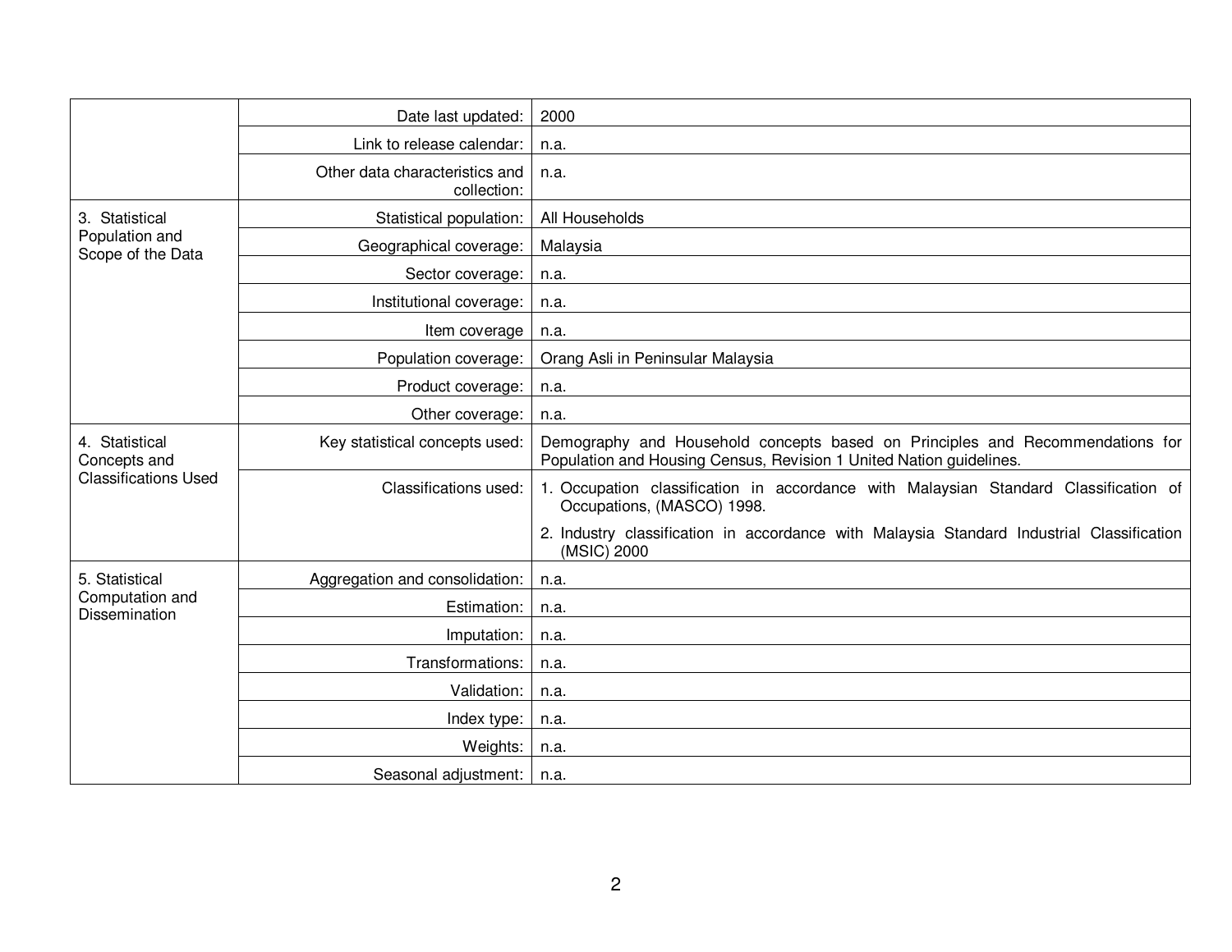| | | |
|---|---|---|
| | Date last updated: | 2000 |
| | Link to release calendar: | n.a. |
| | Other data characteristics and collection: | n.a. |
| 3. Statistical Population and Scope of the Data | Statistical population: | All Households |
| | Geographical coverage: | Malaysia |
| | Sector coverage: | n.a. |
| | Institutional coverage: | n.a. |
| | Item coverage | n.a. |
| | Population coverage: | Orang Asli in Peninsular Malaysia |
| | Product coverage: | n.a. |
| | Other coverage: | n.a. |
| 4. Statistical Concepts and Classifications Used | Key statistical concepts used: | Demography and Household concepts based on Principles and Recommendations for Population and Housing Census, Revision 1 United Nation guidelines. |
| | Classifications used: | 1. Occupation classification in accordance with Malaysian Standard Classification of Occupations, (MASCO) 1998.<br>2. Industry classification in accordance with Malaysia Standard Industrial Classification (MSIC) 2000 |
| 5. Statistical Computation and Dissemination | Aggregation and consolidation: | n.a. |
| | Estimation: | n.a. |
| | Imputation: | n.a. |
| | Transformations: | n.a. |
| | Validation: | n.a. |
| | Index type: | n.a. |
| | Weights: | n.a. |
| | Seasonal adjustment: | n.a. |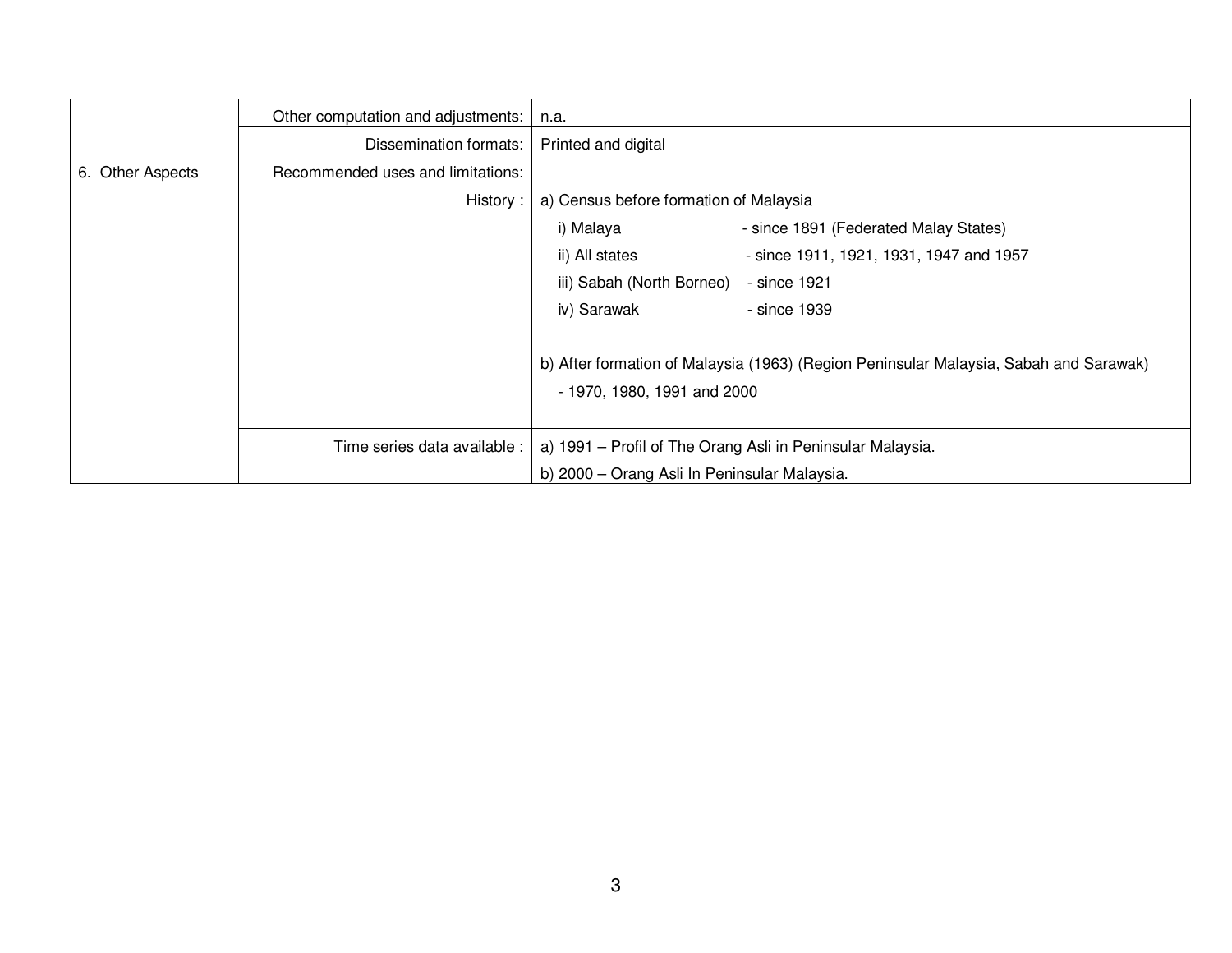| | | |
|---|---|---|
| | Other computation and adjustments: | n.a. |
| | Dissemination formats: | Printed and digital |
| 6. Other Aspects | Recommended uses and limitations: | |
| | History : | a) Census before formation of Malaysia<br>i) Malaya - since 1891 (Federated Malay States)<br>ii) All states - since 1911, 1921, 1931, 1947 and 1957<br>iii) Sabah (North Borneo) - since 1921<br>iv) Sarawak - since 1939<br><br>b) After formation of Malaysia (1963) (Region Peninsular Malaysia, Sabah and Sarawak)<br>- 1970, 1980, 1991 and 2000 |
| | Time series data available : | a) 1991 – Profil of The Orang Asli in Peninsular Malaysia.<br>b) 2000 – Orang Asli In Peninsular Malaysia. |